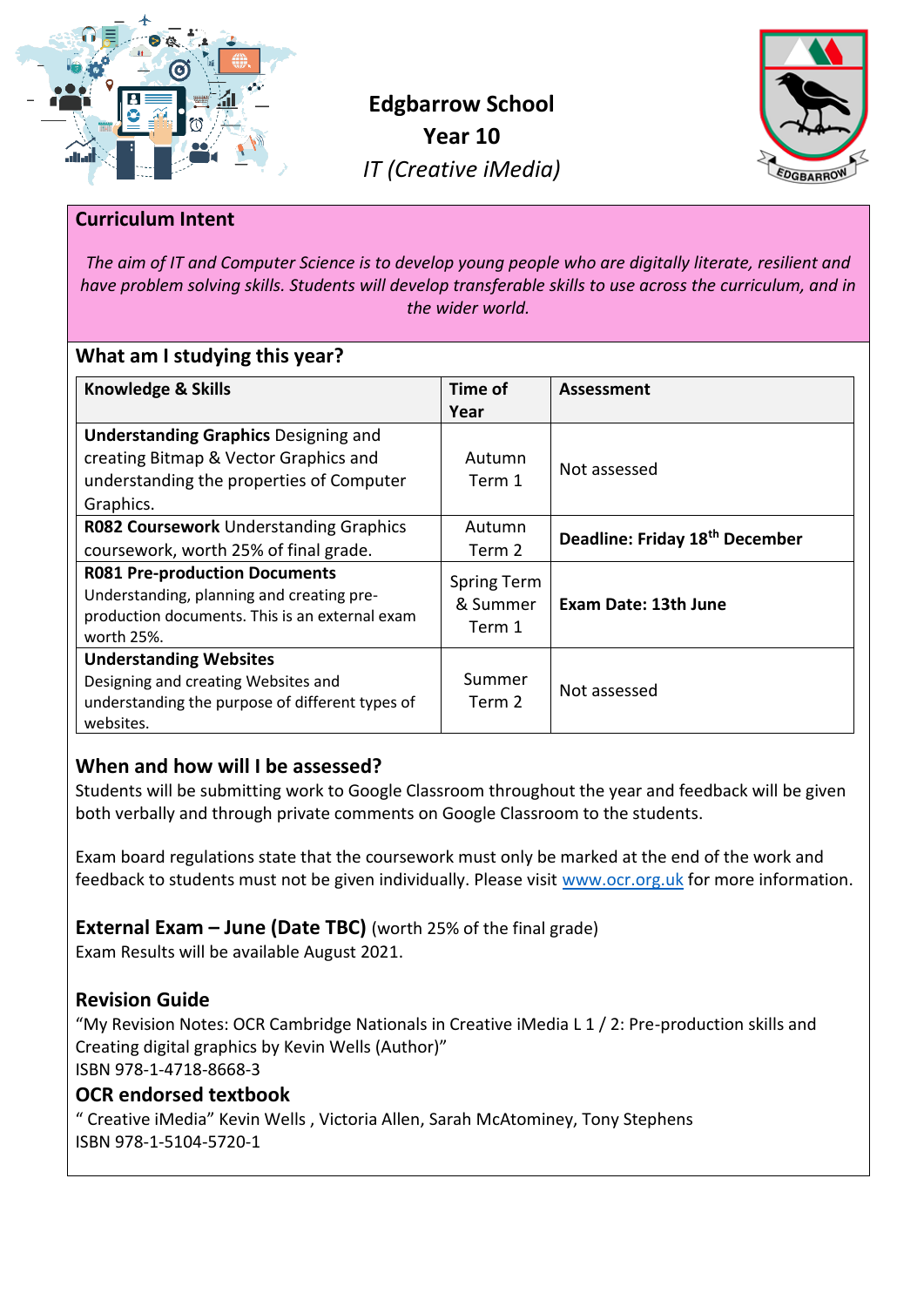# Edgbarrow School
# Year 10
# *IT (Creative iMedia)*

## Curriculum Intent

*The aim of IT and Computer Science is to develop young people who are digitally literate, resilient and have problem solving skills. Students will develop transferable skills to use across the curriculum, and in the wider world.*

## What am I studying this year?

| Knowledge & Skills | Time of Year | Assessment |
|---|---|---|
| **Understanding Graphics** Designing and creating Bitmap & Vector Graphics and understanding the properties of Computer Graphics. | Autumn Term 1 | Not assessed |
| **R082 Coursework** Understanding Graphics coursework, worth 25% of final grade. | Autumn Term 2 | **Deadline: Friday 18th December** |
| **R081 Pre-production Documents** Understanding, planning and creating pre-production documents. This is an external exam worth 25%. | Spring Term & Summer Term 1 | **Exam Date: 13th June** |
| **Understanding Websites** Designing and creating Websites and understanding the purpose of different types of websites. | Summer Term 2 | Not assessed |

## When and how will I be assessed?

Students will be submitting work to Google Classroom throughout the year and feedback will be given both verbally and through private comments on Google Classroom to the students.

Exam board regulations state that the coursework must only be marked at the end of the work and feedback to students must not be given individually. Please visit www.ocr.org.uk for more information.

**External Exam – June (Date TBC)** (worth 25% of the final grade)
Exam Results will be available August 2021.

## Revision Guide

"My Revision Notes: OCR Cambridge Nationals in Creative iMedia L 1 / 2: Pre-production skills and Creating digital graphics by Kevin Wells (Author)"
ISBN 978-1-4718-8668-3

## OCR endorsed textbook

" Creative iMedia" Kevin Wells , Victoria Allen, Sarah McAtominey, Tony Stephens
ISBN 978-1-5104-5720-1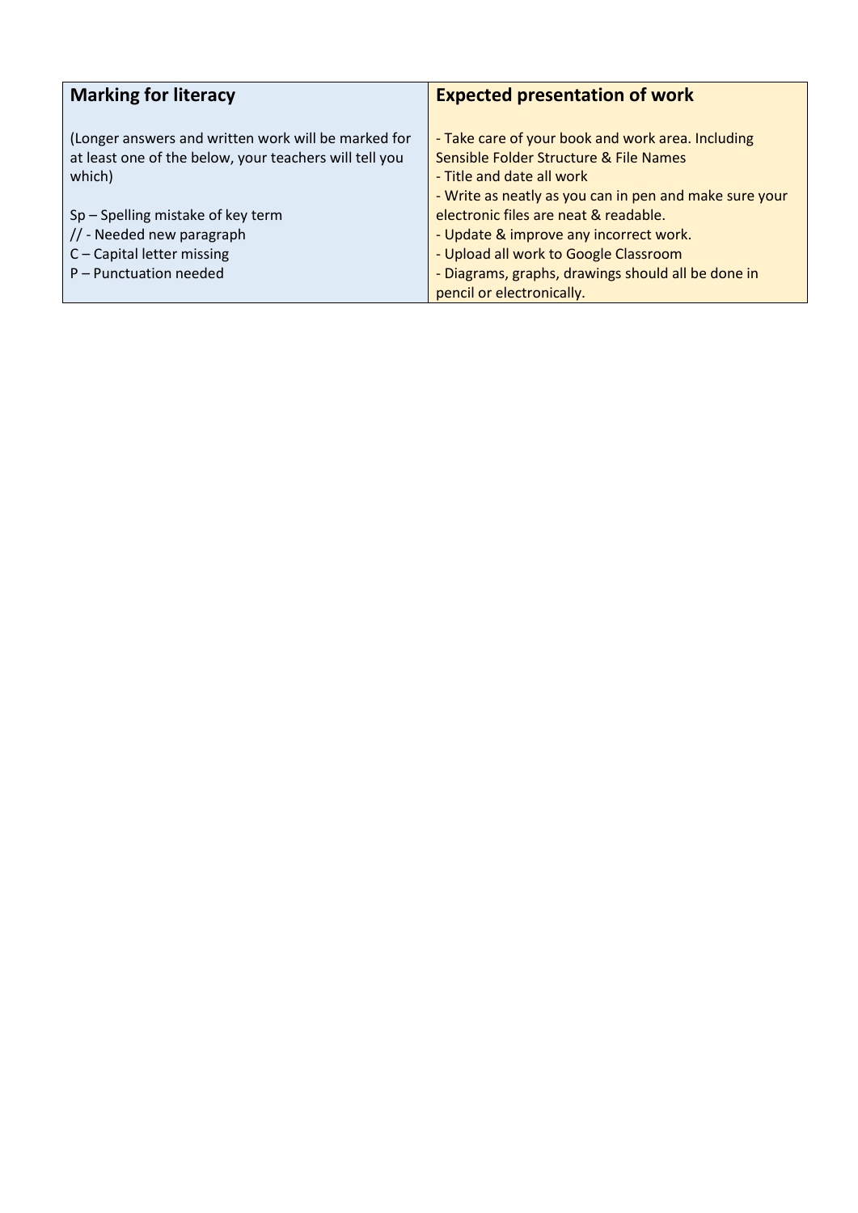| Marking for literacy | Expected presentation of work |
| --- | --- |
| (Longer answers and written work will be marked for at least one of the below, your teachers will tell you which)<br><br>Sp – Spelling mistake of key term<br>// - Needed new paragraph<br>C – Capital letter missing<br>P – Punctuation needed | - Take care of your book and work area. Including Sensible Folder Structure & File Names<br>- Title and date all work<br>- Write as neatly as you can in pen and make sure your electronic files are neat & readable.<br>- Update & improve any incorrect work.<br>- Upload all work to Google Classroom<br>- Diagrams, graphs, drawings should all be done in pencil or electronically. |